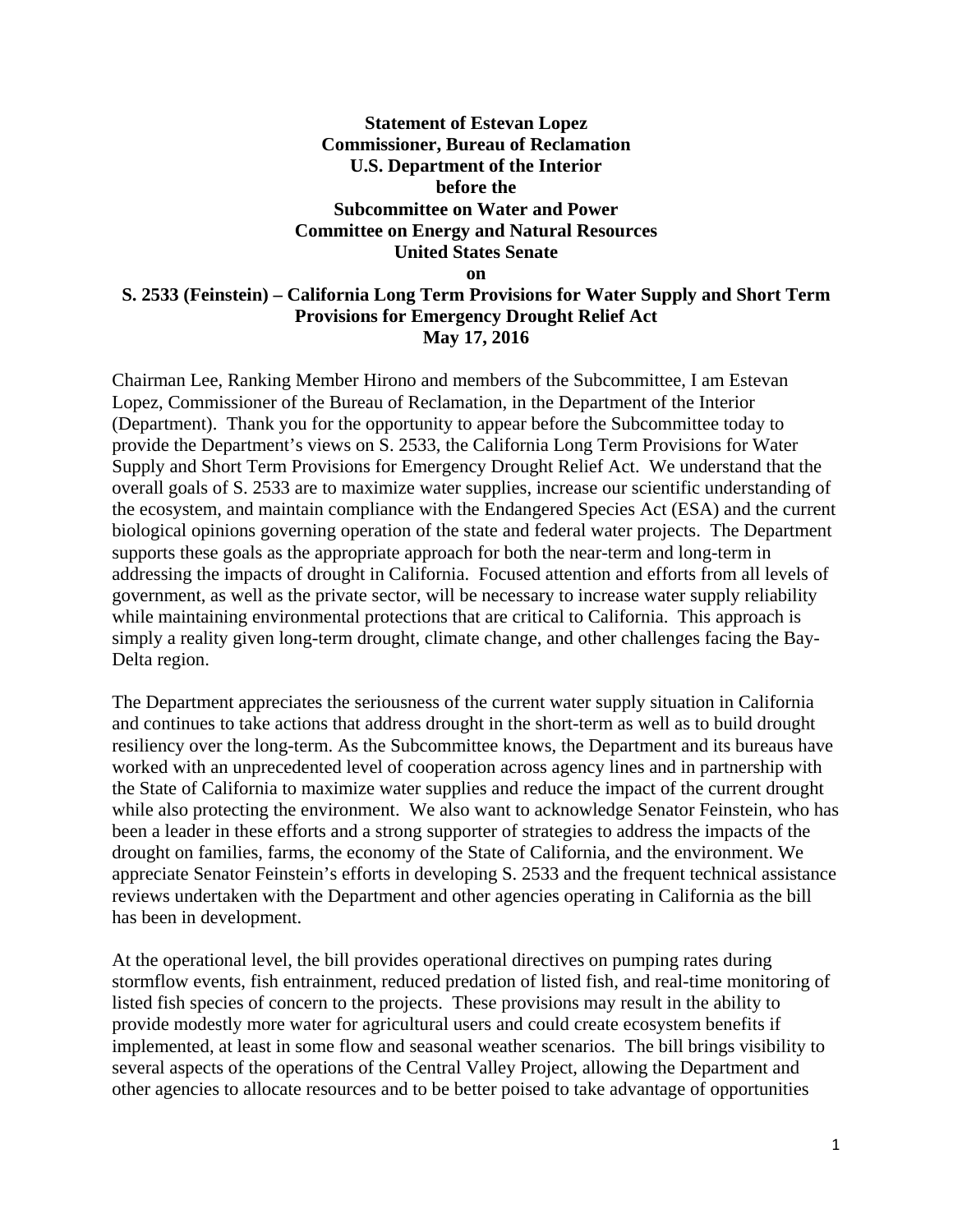**Statement of Estevan Lopez**
**Commissioner, Bureau of Reclamation**
**U.S. Department of the Interior**
**before the**
**Subcommittee on Water and Power**
**Committee on Energy and Natural Resources**
**United States Senate**
**on**
**S. 2533 (Feinstein) – California Long Term Provisions for Water Supply and Short Term Provisions for Emergency Drought Relief Act**
**May 17, 2016**

Chairman Lee, Ranking Member Hirono and members of the Subcommittee, I am Estevan Lopez, Commissioner of the Bureau of Reclamation, in the Department of the Interior (Department). Thank you for the opportunity to appear before the Subcommittee today to provide the Department's views on S. 2533, the California Long Term Provisions for Water Supply and Short Term Provisions for Emergency Drought Relief Act. We understand that the overall goals of S. 2533 are to maximize water supplies, increase our scientific understanding of the ecosystem, and maintain compliance with the Endangered Species Act (ESA) and the current biological opinions governing operation of the state and federal water projects. The Department supports these goals as the appropriate approach for both the near-term and long-term in addressing the impacts of drought in California. Focused attention and efforts from all levels of government, as well as the private sector, will be necessary to increase water supply reliability while maintaining environmental protections that are critical to California. This approach is simply a reality given long-term drought, climate change, and other challenges facing the Bay-Delta region.

The Department appreciates the seriousness of the current water supply situation in California and continues to take actions that address drought in the short-term as well as to build drought resiliency over the long-term. As the Subcommittee knows, the Department and its bureaus have worked with an unprecedented level of cooperation across agency lines and in partnership with the State of California to maximize water supplies and reduce the impact of the current drought while also protecting the environment. We also want to acknowledge Senator Feinstein, who has been a leader in these efforts and a strong supporter of strategies to address the impacts of the drought on families, farms, the economy of the State of California, and the environment. We appreciate Senator Feinstein's efforts in developing S. 2533 and the frequent technical assistance reviews undertaken with the Department and other agencies operating in California as the bill has been in development.

At the operational level, the bill provides operational directives on pumping rates during stormflow events, fish entrainment, reduced predation of listed fish, and real-time monitoring of listed fish species of concern to the projects. These provisions may result in the ability to provide modestly more water for agricultural users and could create ecosystem benefits if implemented, at least in some flow and seasonal weather scenarios. The bill brings visibility to several aspects of the operations of the Central Valley Project, allowing the Department and other agencies to allocate resources and to be better poised to take advantage of opportunities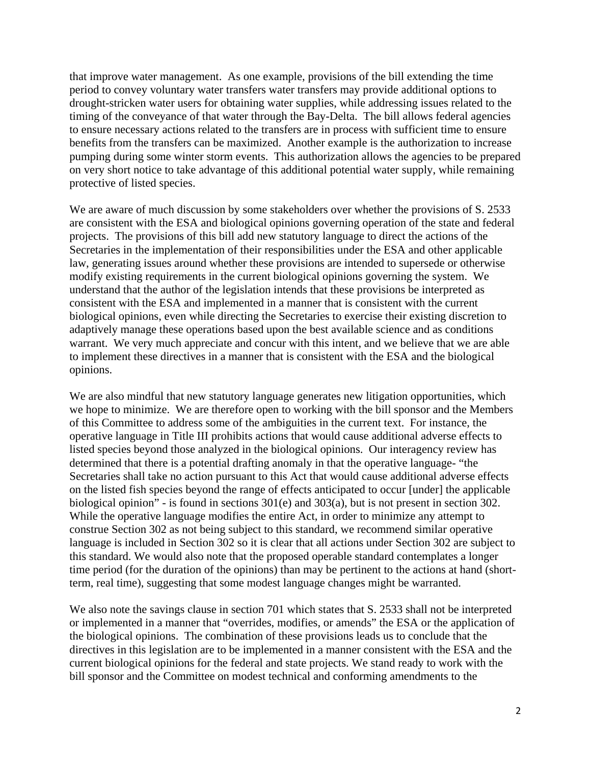that improve water management. As one example, provisions of the bill extending the time period to convey voluntary water transfers water transfers may provide additional options to drought-stricken water users for obtaining water supplies, while addressing issues related to the timing of the conveyance of that water through the Bay-Delta. The bill allows federal agencies to ensure necessary actions related to the transfers are in process with sufficient time to ensure benefits from the transfers can be maximized. Another example is the authorization to increase pumping during some winter storm events. This authorization allows the agencies to be prepared on very short notice to take advantage of this additional potential water supply, while remaining protective of listed species.

We are aware of much discussion by some stakeholders over whether the provisions of S. 2533 are consistent with the ESA and biological opinions governing operation of the state and federal projects. The provisions of this bill add new statutory language to direct the actions of the Secretaries in the implementation of their responsibilities under the ESA and other applicable law, generating issues around whether these provisions are intended to supersede or otherwise modify existing requirements in the current biological opinions governing the system. We understand that the author of the legislation intends that these provisions be interpreted as consistent with the ESA and implemented in a manner that is consistent with the current biological opinions, even while directing the Secretaries to exercise their existing discretion to adaptively manage these operations based upon the best available science and as conditions warrant. We very much appreciate and concur with this intent, and we believe that we are able to implement these directives in a manner that is consistent with the ESA and the biological opinions.

We are also mindful that new statutory language generates new litigation opportunities, which we hope to minimize. We are therefore open to working with the bill sponsor and the Members of this Committee to address some of the ambiguities in the current text. For instance, the operative language in Title III prohibits actions that would cause additional adverse effects to listed species beyond those analyzed in the biological opinions. Our interagency review has determined that there is a potential drafting anomaly in that the operative language- "the Secretaries shall take no action pursuant to this Act that would cause additional adverse effects on the listed fish species beyond the range of effects anticipated to occur [under] the applicable biological opinion" - is found in sections 301(e) and 303(a), but is not present in section 302. While the operative language modifies the entire Act, in order to minimize any attempt to construe Section 302 as not being subject to this standard, we recommend similar operative language is included in Section 302 so it is clear that all actions under Section 302 are subject to this standard. We would also note that the proposed operable standard contemplates a longer time period (for the duration of the opinions) than may be pertinent to the actions at hand (short-term, real time), suggesting that some modest language changes might be warranted.

We also note the savings clause in section 701 which states that S. 2533 shall not be interpreted or implemented in a manner that "overrides, modifies, or amends" the ESA or the application of the biological opinions. The combination of these provisions leads us to conclude that the directives in this legislation are to be implemented in a manner consistent with the ESA and the current biological opinions for the federal and state projects. We stand ready to work with the bill sponsor and the Committee on modest technical and conforming amendments to the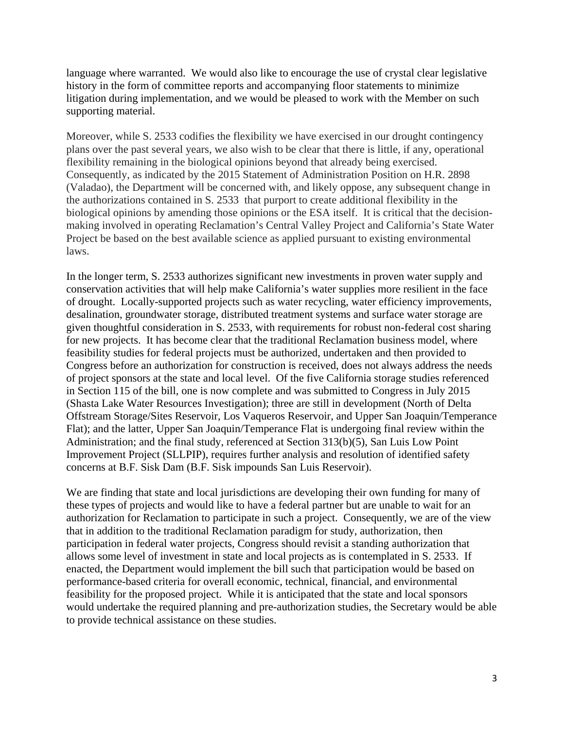language where warranted. We would also like to encourage the use of crystal clear legislative history in the form of committee reports and accompanying floor statements to minimize litigation during implementation, and we would be pleased to work with the Member on such supporting material.

Moreover, while S. 2533 codifies the flexibility we have exercised in our drought contingency plans over the past several years, we also wish to be clear that there is little, if any, operational flexibility remaining in the biological opinions beyond that already being exercised. Consequently, as indicated by the 2015 Statement of Administration Position on H.R. 2898 (Valadao), the Department will be concerned with, and likely oppose, any subsequent change in the authorizations contained in S. 2533 that purport to create additional flexibility in the biological opinions by amending those opinions or the ESA itself. It is critical that the decision-making involved in operating Reclamation's Central Valley Project and California's State Water Project be based on the best available science as applied pursuant to existing environmental laws.

In the longer term, S. 2533 authorizes significant new investments in proven water supply and conservation activities that will help make California's water supplies more resilient in the face of drought. Locally-supported projects such as water recycling, water efficiency improvements, desalination, groundwater storage, distributed treatment systems and surface water storage are given thoughtful consideration in S. 2533, with requirements for robust non-federal cost sharing for new projects. It has become clear that the traditional Reclamation business model, where feasibility studies for federal projects must be authorized, undertaken and then provided to Congress before an authorization for construction is received, does not always address the needs of project sponsors at the state and local level. Of the five California storage studies referenced in Section 115 of the bill, one is now complete and was submitted to Congress in July 2015 (Shasta Lake Water Resources Investigation); three are still in development (North of Delta Offstream Storage/Sites Reservoir, Los Vaqueros Reservoir, and Upper San Joaquin/Temperance Flat); and the latter, Upper San Joaquin/Temperance Flat is undergoing final review within the Administration; and the final study, referenced at Section 313(b)(5), San Luis Low Point Improvement Project (SLLPIP), requires further analysis and resolution of identified safety concerns at B.F. Sisk Dam (B.F. Sisk impounds San Luis Reservoir).

We are finding that state and local jurisdictions are developing their own funding for many of these types of projects and would like to have a federal partner but are unable to wait for an authorization for Reclamation to participate in such a project. Consequently, we are of the view that in addition to the traditional Reclamation paradigm for study, authorization, then participation in federal water projects, Congress should revisit a standing authorization that allows some level of investment in state and local projects as is contemplated in S. 2533. If enacted, the Department would implement the bill such that participation would be based on performance-based criteria for overall economic, technical, financial, and environmental feasibility for the proposed project. While it is anticipated that the state and local sponsors would undertake the required planning and pre-authorization studies, the Secretary would be able to provide technical assistance on these studies.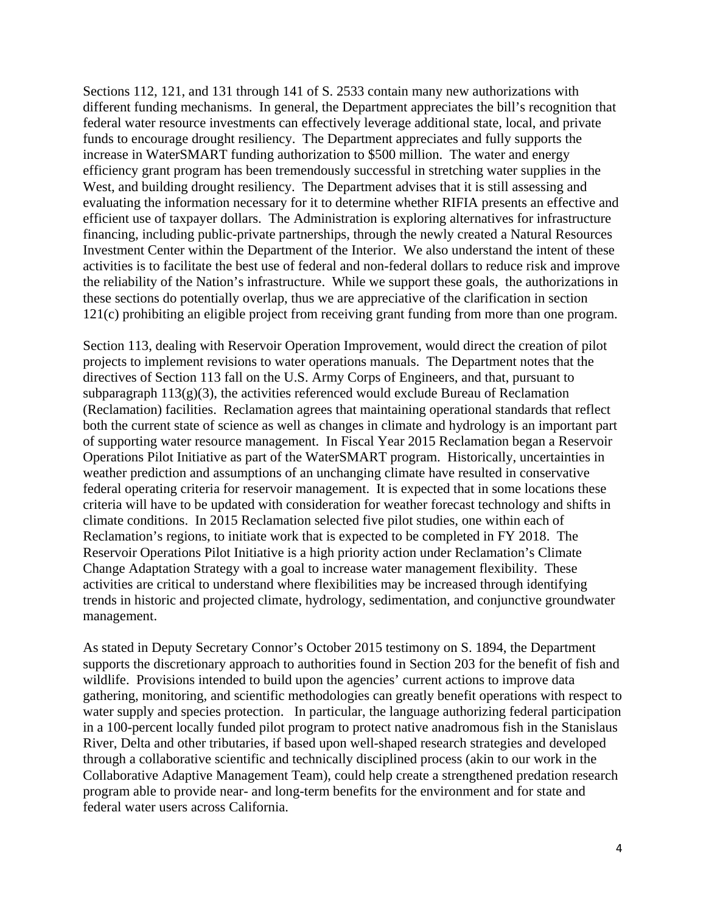Sections 112, 121, and 131 through 141 of S. 2533 contain many new authorizations with different funding mechanisms. In general, the Department appreciates the bill's recognition that federal water resource investments can effectively leverage additional state, local, and private funds to encourage drought resiliency. The Department appreciates and fully supports the increase in WaterSMART funding authorization to $500 million. The water and energy efficiency grant program has been tremendously successful in stretching water supplies in the West, and building drought resiliency. The Department advises that it is still assessing and evaluating the information necessary for it to determine whether RIFIA presents an effective and efficient use of taxpayer dollars. The Administration is exploring alternatives for infrastructure financing, including public-private partnerships, through the newly created a Natural Resources Investment Center within the Department of the Interior. We also understand the intent of these activities is to facilitate the best use of federal and non-federal dollars to reduce risk and improve the reliability of the Nation's infrastructure. While we support these goals, the authorizations in these sections do potentially overlap, thus we are appreciative of the clarification in section 121(c) prohibiting an eligible project from receiving grant funding from more than one program.

Section 113, dealing with Reservoir Operation Improvement, would direct the creation of pilot projects to implement revisions to water operations manuals. The Department notes that the directives of Section 113 fall on the U.S. Army Corps of Engineers, and that, pursuant to subparagraph 113(g)(3), the activities referenced would exclude Bureau of Reclamation (Reclamation) facilities. Reclamation agrees that maintaining operational standards that reflect both the current state of science as well as changes in climate and hydrology is an important part of supporting water resource management. In Fiscal Year 2015 Reclamation began a Reservoir Operations Pilot Initiative as part of the WaterSMART program. Historically, uncertainties in weather prediction and assumptions of an unchanging climate have resulted in conservative federal operating criteria for reservoir management. It is expected that in some locations these criteria will have to be updated with consideration for weather forecast technology and shifts in climate conditions. In 2015 Reclamation selected five pilot studies, one within each of Reclamation's regions, to initiate work that is expected to be completed in FY 2018. The Reservoir Operations Pilot Initiative is a high priority action under Reclamation's Climate Change Adaptation Strategy with a goal to increase water management flexibility. These activities are critical to understand where flexibilities may be increased through identifying trends in historic and projected climate, hydrology, sedimentation, and conjunctive groundwater management.

As stated in Deputy Secretary Connor's October 2015 testimony on S. 1894, the Department supports the discretionary approach to authorities found in Section 203 for the benefit of fish and wildlife. Provisions intended to build upon the agencies' current actions to improve data gathering, monitoring, and scientific methodologies can greatly benefit operations with respect to water supply and species protection. In particular, the language authorizing federal participation in a 100-percent locally funded pilot program to protect native anadromous fish in the Stanislaus River, Delta and other tributaries, if based upon well-shaped research strategies and developed through a collaborative scientific and technically disciplined process (akin to our work in the Collaborative Adaptive Management Team), could help create a strengthened predation research program able to provide near- and long-term benefits for the environment and for state and federal water users across California.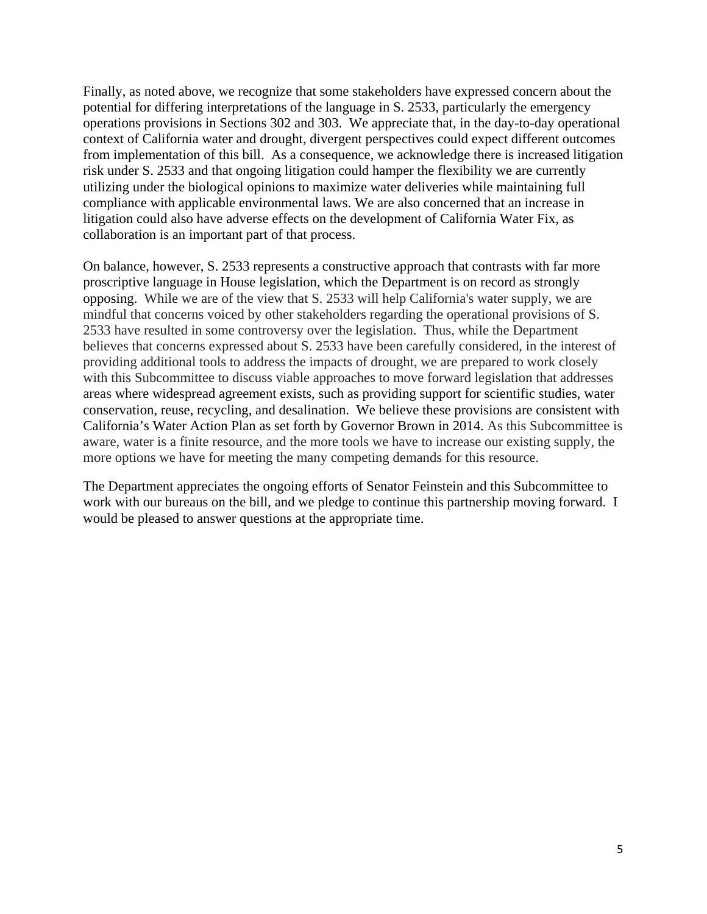Finally, as noted above, we recognize that some stakeholders have expressed concern about the potential for differing interpretations of the language in S. 2533, particularly the emergency operations provisions in Sections 302 and 303. We appreciate that, in the day-to-day operational context of California water and drought, divergent perspectives could expect different outcomes from implementation of this bill. As a consequence, we acknowledge there is increased litigation risk under S. 2533 and that ongoing litigation could hamper the flexibility we are currently utilizing under the biological opinions to maximize water deliveries while maintaining full compliance with applicable environmental laws. We are also concerned that an increase in litigation could also have adverse effects on the development of California Water Fix, as collaboration is an important part of that process.

On balance, however, S. 2533 represents a constructive approach that contrasts with far more proscriptive language in House legislation, which the Department is on record as strongly opposing. While we are of the view that S. 2533 will help California's water supply, we are mindful that concerns voiced by other stakeholders regarding the operational provisions of S. 2533 have resulted in some controversy over the legislation. Thus, while the Department believes that concerns expressed about S. 2533 have been carefully considered, in the interest of providing additional tools to address the impacts of drought, we are prepared to work closely with this Subcommittee to discuss viable approaches to move forward legislation that addresses areas where widespread agreement exists, such as providing support for scientific studies, water conservation, reuse, recycling, and desalination. We believe these provisions are consistent with California's Water Action Plan as set forth by Governor Brown in 2014. As this Subcommittee is aware, water is a finite resource, and the more tools we have to increase our existing supply, the more options we have for meeting the many competing demands for this resource.

The Department appreciates the ongoing efforts of Senator Feinstein and this Subcommittee to work with our bureaus on the bill, and we pledge to continue this partnership moving forward. I would be pleased to answer questions at the appropriate time.